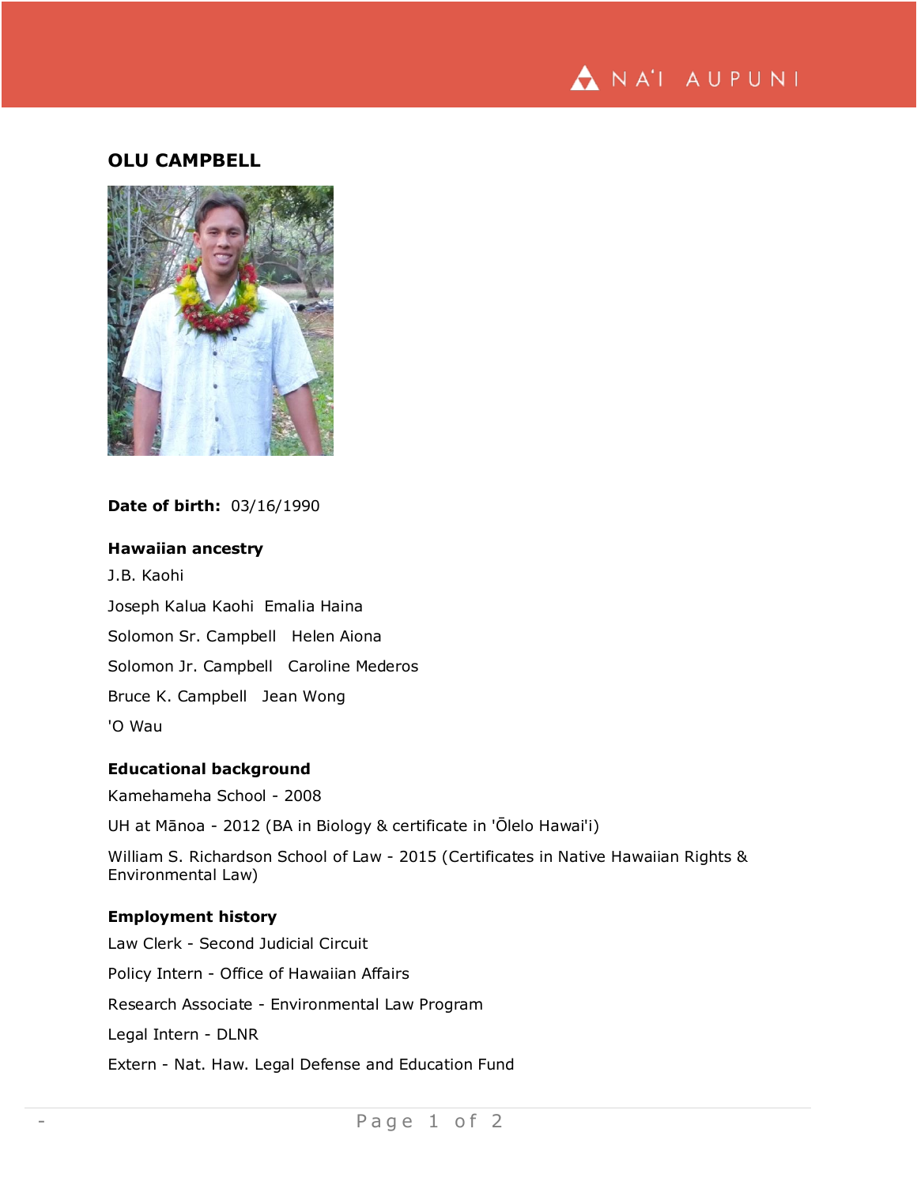# OLU CAMPBELL

**Date of birth:** 03/16/1990

### Hawaiian ancestry

J.B. Kaohi

Joseph Kalua Kaohi  Emalia Haina

Solomon Sr. Campbell   Helen Aiona

Solomon Jr. Campbell   Caroline Mederos

Bruce K. Campbell   Jean Wong

'O Wau

### Educational background

Kamehameha School - 2008

UH at Mānoa - 2012 (BA in Biology & certificate in 'Ōlelo Hawai'i)

William S. Richardson School of Law - 2015 (Certificates in Native Hawaiian Rights & Environmental Law)

### Employment history

Law Clerk - Second Judicial Circuit

Policy Intern - Office of Hawaiian Affairs

Research Associate - Environmental Law Program

Legal Intern - DLNR

Extern - Nat. Haw. Legal Defense and Education Fund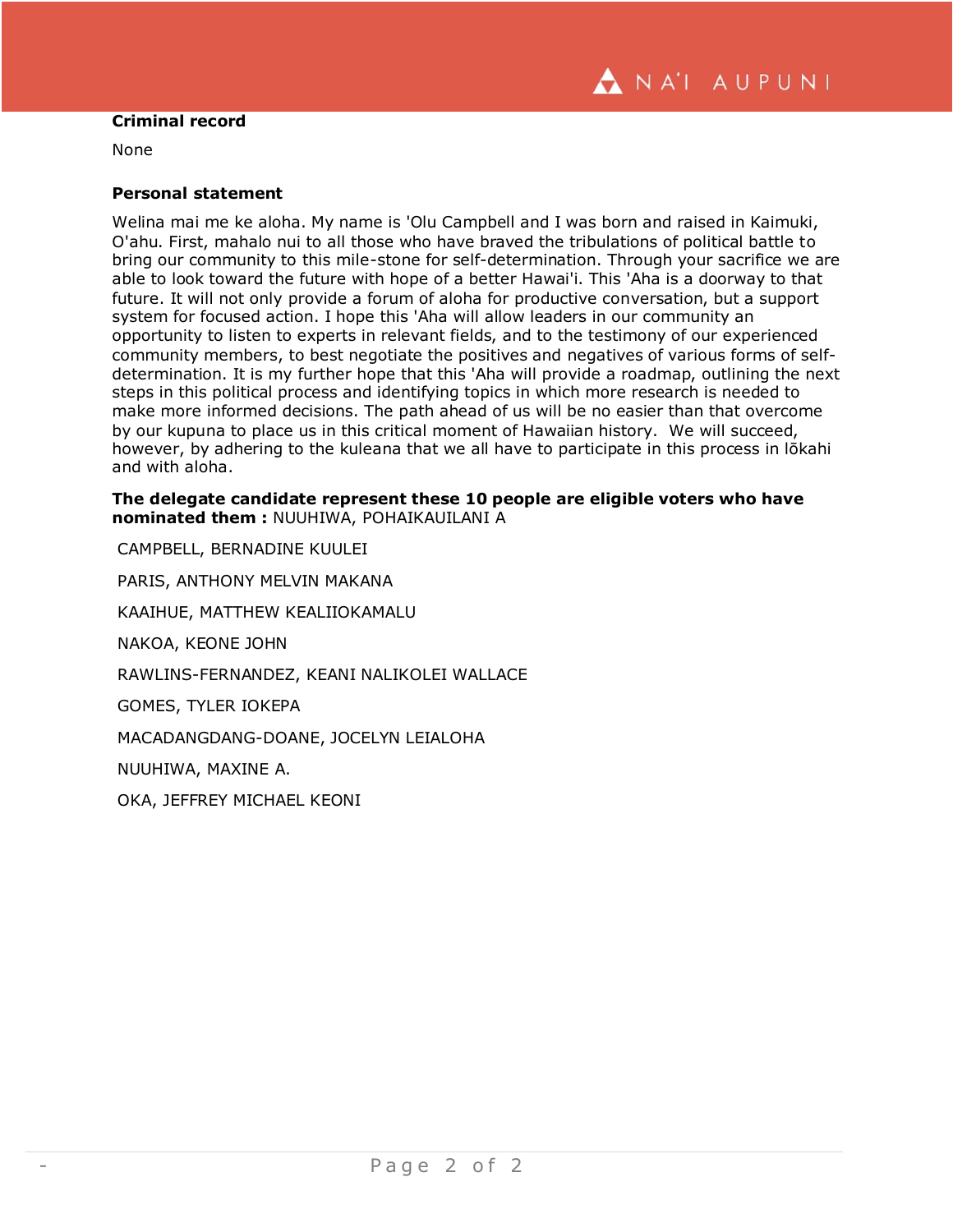**Criminal record**

None

**Personal statement**

Welina mai me ke aloha. My name is 'Olu Campbell and I was born and raised in Kaimuki, O'ahu. First, mahalo nui to all those who have braved the tribulations of political battle to bring our community to this mile-stone for self-determination. Through your sacrifice we are able to look toward the future with hope of a better Hawai'i. This 'Aha is a doorway to that future. It will not only provide a forum of aloha for productive conversation, but a support system for focused action. I hope this 'Aha will allow leaders in our community an opportunity to listen to experts in relevant fields, and to the testimony of our experienced community members, to best negotiate the positives and negatives of various forms of self-determination. It is my further hope that this 'Aha will provide a roadmap, outlining the next steps in this political process and identifying topics in which more research is needed to make more informed decisions. The path ahead of us will be no easier than that overcome by our kupuna to place us in this critical moment of Hawaiian history. We will succeed, however, by adhering to the kuleana that we all have to participate in this process in lōkahi and with aloha.

**The delegate candidate represent these 10 people are eligible voters who have nominated them :** NUUHIWA, POHAIKAUILANI A

CAMPBELL, BERNADINE KUULEI

PARIS, ANTHONY MELVIN MAKANA

KAAIHUE, MATTHEW KEALIIOKAMALU

NAKOA, KEONE JOHN

RAWLINS-FERNANDEZ, KEANI NALIKOLEI WALLACE

GOMES, TYLER IOKEPA

MACADANGDANG-DOANE, JOCELYN LEIALOHA

NUUHIWA, MAXINE A.

OKA, JEFFREY MICHAEL KEONI